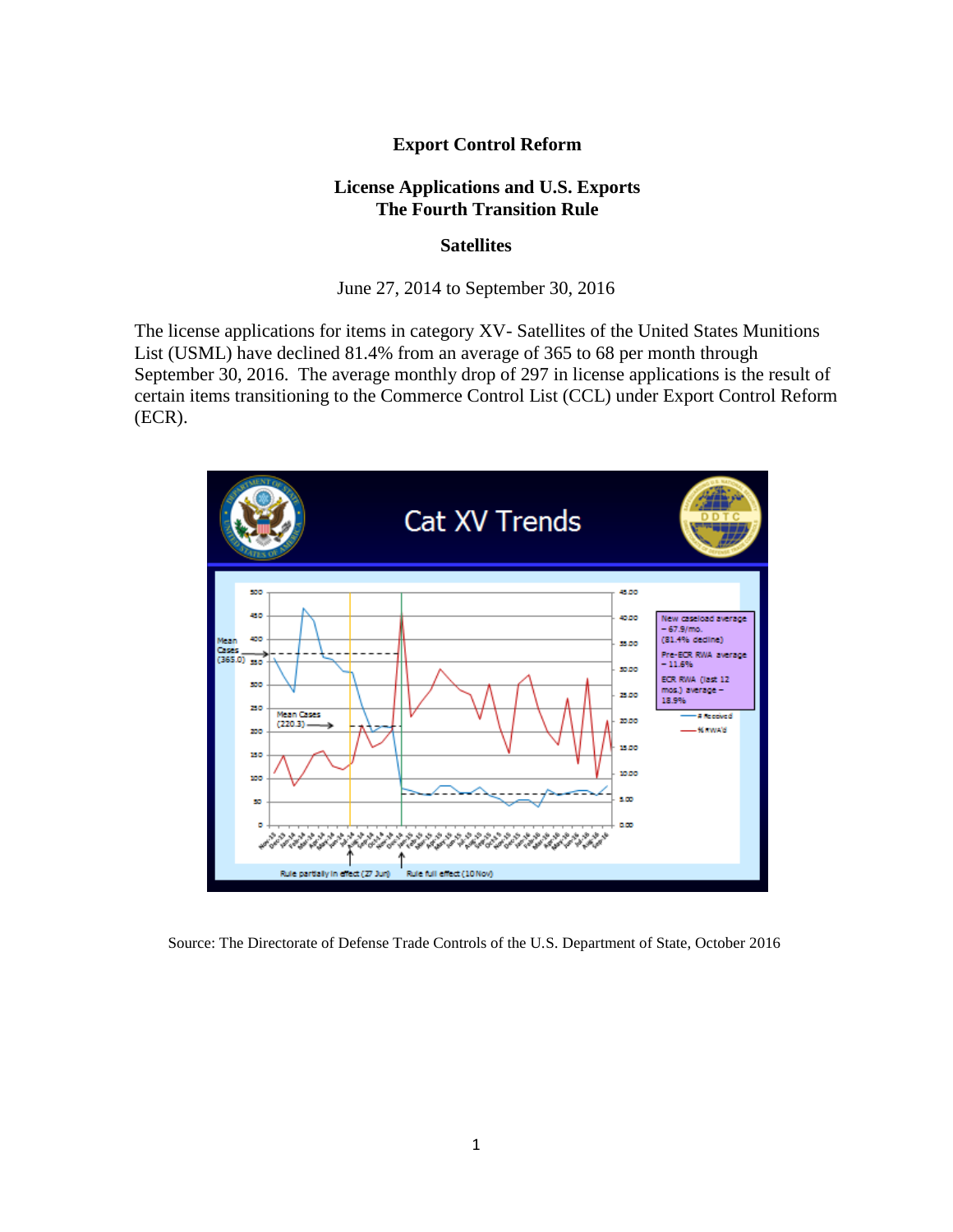**Export Control Reform**

**License Applications and U.S. Exports**
**The Fourth Transition Rule**

**Satellites**

June 27, 2014 to September 30, 2016

The license applications for items in category XV- Satellites of the United States Munitions List (USML) have declined 81.4% from an average of 365 to 68 per month through September 30, 2016. The average monthly drop of 297 in license applications is the result of certain items transitioning to the Commerce Control List (CCL) under Export Control Reform (ECR).

Source: The Directorate of Defense Trade Controls of the U.S. Department of State, October 2016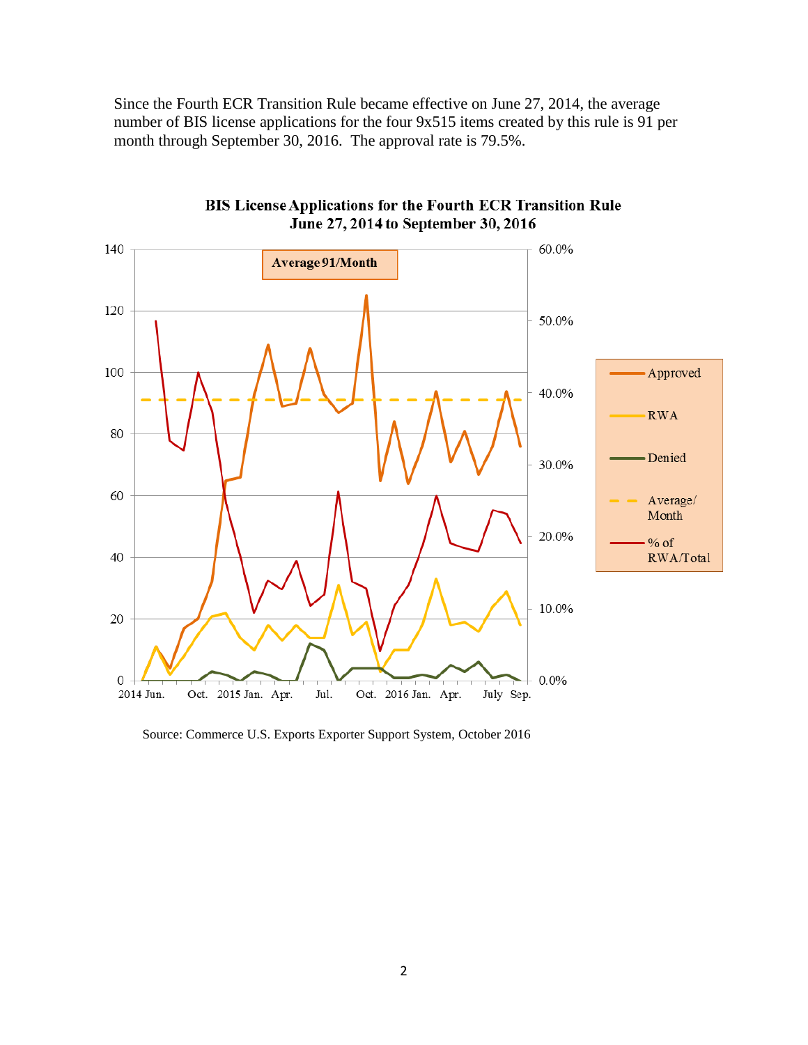Since the Fourth ECR Transition Rule became effective on June 27, 2014, the average number of BIS license applications for the four 9x515 items created by this rule is 91 per month through September 30, 2016. The approval rate is 79.5%.

**BIS License Applications for the Fourth ECR Transition Rule**
**June 27, 2014 to September 30, 2016**

Source: Commerce U.S. Exports Exporter Support System, October 2016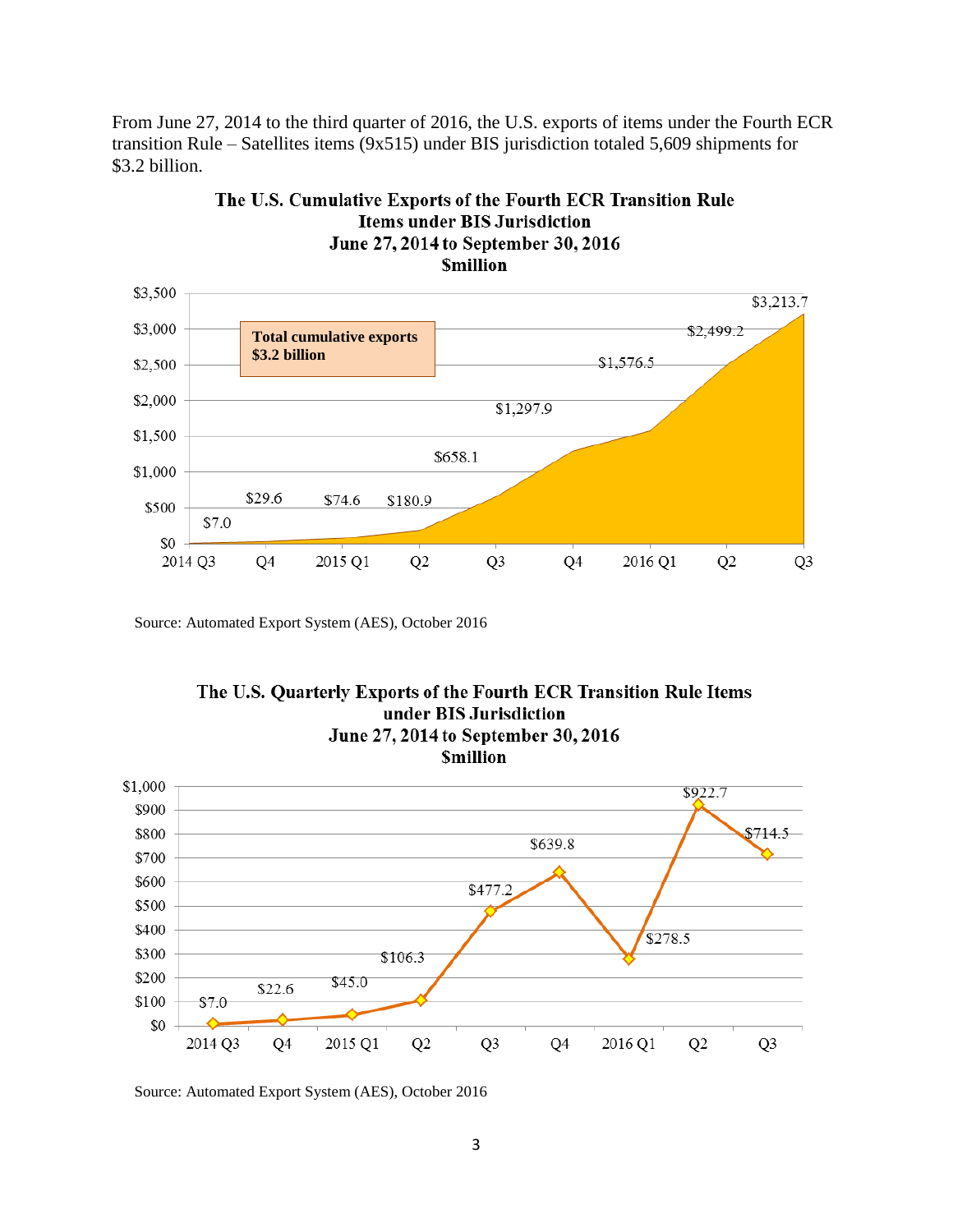From June 27, 2014 to the third quarter of 2016, the U.S. exports of items under the Fourth ECR transition Rule – Satellites items (9x515) under BIS jurisdiction totaled 5,609 shipments for $3.2 billion.

**The U.S. Cumulative Exports of the Fourth ECR Transition Rule Items under BIS Jurisdiction June 27, 2014 to September 30, 2016 $million**

| Quarter | Cumulative Exports ($million) |
|---|---|
| 2014 Q3 | $7.0 |
| Q4 | $29.6 |
| 2015 Q1 | $74.6 |
| Q2 | $180.9 |
| Q3 | $658.1 |
| Q4 | $1,297.9 |
| 2016 Q1 | $1,576.5 |
| Q2 | $2,499.2 |
| Q3 | $3,213.7 |

Total cumulative exports $3.2 billion

Source: Automated Export System (AES), October 2016

**The U.S. Quarterly Exports of the Fourth ECR Transition Rule Items under BIS Jurisdiction June 27, 2014 to September 30, 2016 $million**

| Quarter | Quarterly Exports ($million) |
|---|---|
| 2014 Q3 | $7.0 |
| Q4 | $22.6 |
| 2015 Q1 | $45.0 |
| Q2 | $106.3 |
| Q3 | $477.2 |
| Q4 | $639.8 |
| 2016 Q1 | $278.5 |
| Q2 | $922.7 |
| Q3 | $714.5 |

Source: Automated Export System (AES), October 2016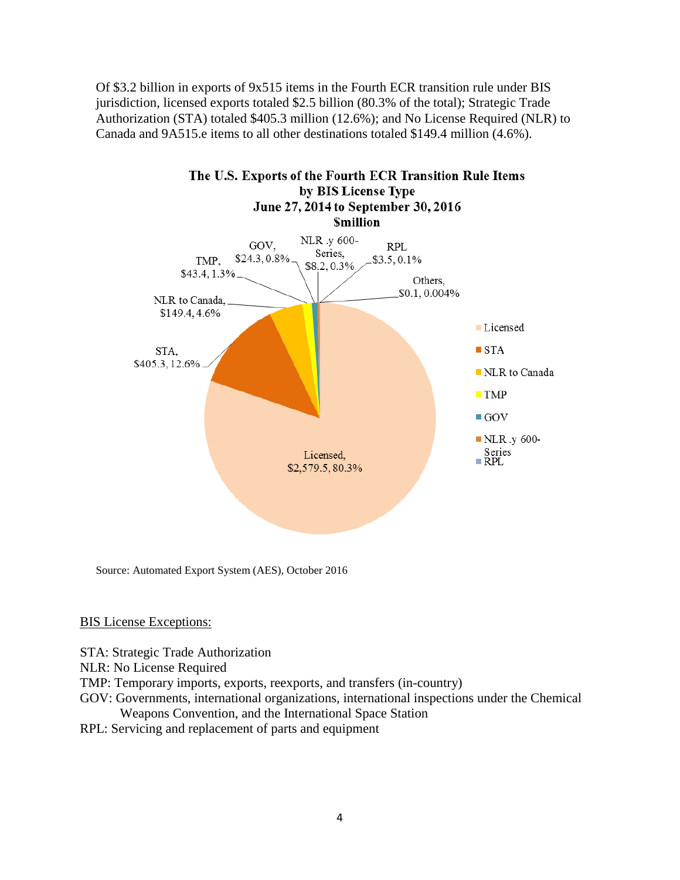Of $3.2 billion in exports of 9x515 items in the Fourth ECR transition rule under BIS jurisdiction, licensed exports totaled $2.5 billion (80.3% of the total); Strategic Trade Authorization (STA) totaled $405.3 million (12.6%); and No License Required (NLR) to Canada and 9A515.e items to all other destinations totaled $149.4 million (4.6%).

**The U.S. Exports of the Fourth ECR Transition Rule Items by BIS License Type June 27, 2014 to September 30, 2016 $million**

GOV, $24.3, 0.8%

NLR .y 600-Series, $8.2, 0.3%

RPL $3.5, 0.1%

TMP, $43.4, 1.3%

Others, $0.1, 0.004%

NLR to Canada, $149.4, 4.6%

STA, $405.3, 12.6%

Licensed, $2,579.5, 80.3%

Licensed
STA
NLR to Canada
TMP
GOV
NLR .y 600-Series
RPL

Source: Automated Export System (AES), October 2016

<u>BIS License Exceptions:</u>

STA: Strategic Trade Authorization
NLR: No License Required
TMP: Temporary imports, exports, reexports, and transfers (in-country)
GOV: Governments, international organizations, international inspections under the Chemical Weapons Convention, and the International Space Station
RPL: Servicing and replacement of parts and equipment